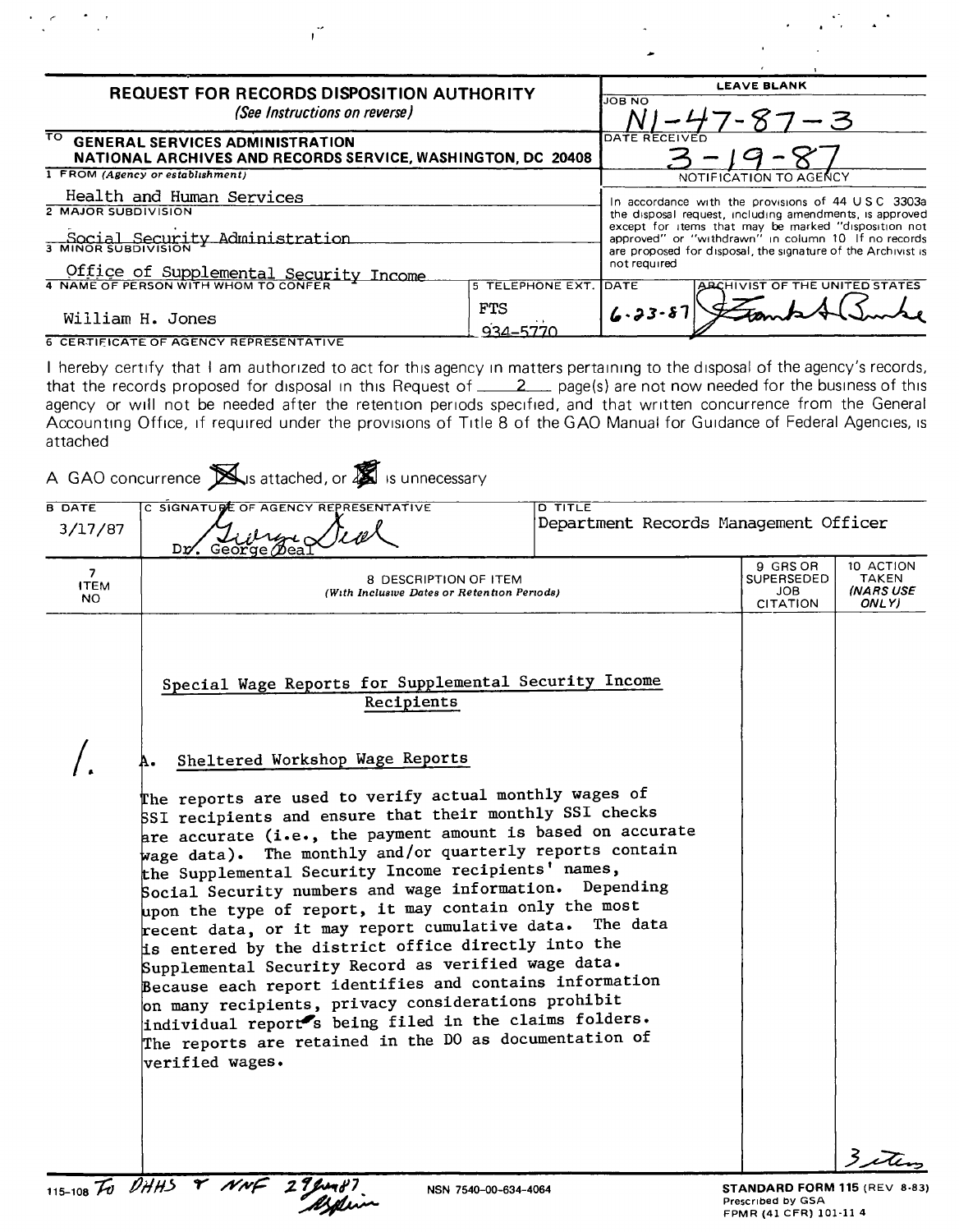## REQUEST FOR RECORDS DISPOSITION AUTHORITY
*(See Instructions on reverse)*

| | LEAVE BLANK |
|---|---|
| TO **GENERAL SERVICES ADMINISTRATION NATIONAL ARCHIVES AND RECORDS SERVICE, WASHINGTON, DC 20408** | JOB NO N1-47-87-3 |
| | DATE RECEIVED 3-19-87 |

1 FROM *(Agency or establishment)*
Health and Human Services

2 MAJOR SUBDIVISION
Social Security Administration

3 MINOR SUBDIVISION
Office of Supplemental Security Income

4 NAME OF PERSON WITH WHOM TO CONFER
William H. Jones

5 TELEPHONE EXT.
FTS 934-5770

NOTIFICATION TO AGENCY

In accordance with the provisions of 44 U S C 3303a the disposal request, including amendments, is approved except for items that may be marked "disposition not approved" or "withdrawn" in column 10 If no records are proposed for disposal, the signature of the Archivist is not required

DATE: 6-23-87 ARCHIVIST OF THE UNITED STATES: [signature]

6 CERTIFICATE OF AGENCY REPRESENTATIVE

I hereby certify that I am authorized to act for this agency in matters pertaining to the disposal of the agency's records, that the records proposed for disposal in this Request of 2 page(s) are not now needed for the business of this agency or will not be needed after the retention periods specified, and that written concurrence from the General Accounting Office, if required under the provisions of Title 8 of the GAO Manual for Guidance of Federal Agencies, is attached

A GAO concurrence [X] is attached, or [X] is unnecessary

| B DATE | C SIGNATURE OF AGENCY REPRESENTATIVE | D TITLE |
|---|---|---|
| 3/17/87 | Dr. George Deal | Department Records Management Officer |

| 7 ITEM NO | 8 DESCRIPTION OF ITEM (With Inclusive Dates or Retention Periods) | 9 GRS OR SUPERSEDED JOB CITATION | 10 ACTION TAKEN (NARS USE ONLY) |
|---|---|---|---|
| | Special Wage Reports for Supplemental Security Income Recipients | | |
| 1. | A. Sheltered Workshop Wage Reports<br><br>The reports are used to verify actual monthly wages of SSI recipients and ensure that their monthly SSI checks are accurate (i.e., the payment amount is based on accurate wage data). The monthly and/or quarterly reports contain the Supplemental Security Income recipients' names, Social Security numbers and wage information. Depending upon the type of report, it may contain only the most recent data, or it may report cumulative data. The data is entered by the district office directly into the Supplemental Security Record as verified wage data. Because each report identifies and contains information on many recipients, privacy considerations prohibit individual report's being filed in the claims folders. The reports are retained in the DO as documentation of verified wages. | | 3 items |

115-108 To DHHS & NNF 29Jun87

NSN 7540-00-634-4064

**STANDARD FORM 115** (REV 8-83)
Prescribed by GSA
FPMR (41 CFR) 101-11 4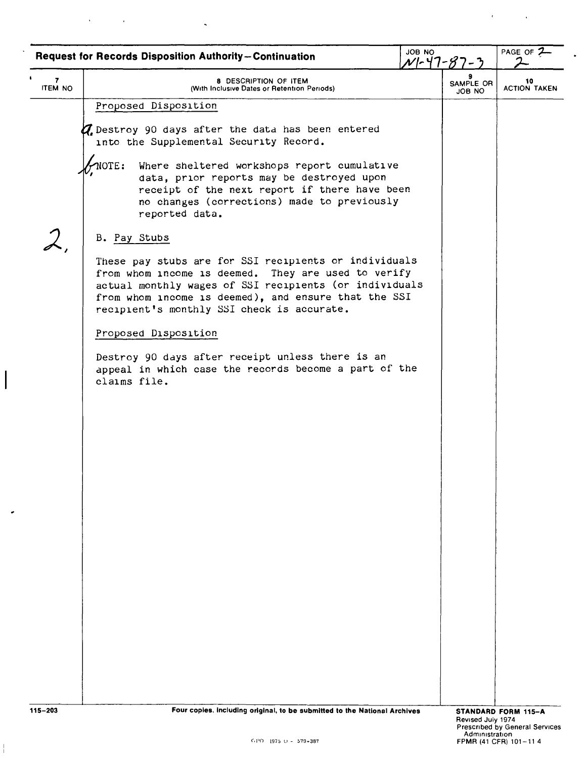**Request for Records Disposition Authority—Continuation**

JOB NO N1-47-87-3

PAGE 2 OF 2

| 7 ITEM NO | 8 DESCRIPTION OF ITEM (With Inclusive Dates or Retention Periods) | 9 SAMPLE OR JOB NO | 10 ACTION TAKEN |
|---|---|---|---|
| | Proposed Disposition<br><br>a. Destroy 90 days after the data has been entered into the Supplemental Security Record.<br><br>b. NOTE: Where sheltered workshops report cumulative data, prior reports may be destroyed upon receipt of the next report if there have been no changes (corrections) made to previously reported data. | | |
| 2. | B. Pay Stubs<br><br>These pay stubs are for SSI recipients or individuals from whom income is deemed. They are used to verify actual monthly wages of SSI recipients (or individuals from whom income is deemed), and ensure that the SSI recipient's monthly SSI check is accurate.<br><br>Proposed Disposition<br><br>Destroy 90 days after receipt unless there is an appeal in which case the records become a part of the claims file. | | |

115-203

Four copies, including original, to be submitted to the National Archives

STANDARD FORM 115-A
Revised July 1974
Prescribed by General Services Administration
FPMR (41 CFR) 101-11 4

GPO 1975 O - 579-387